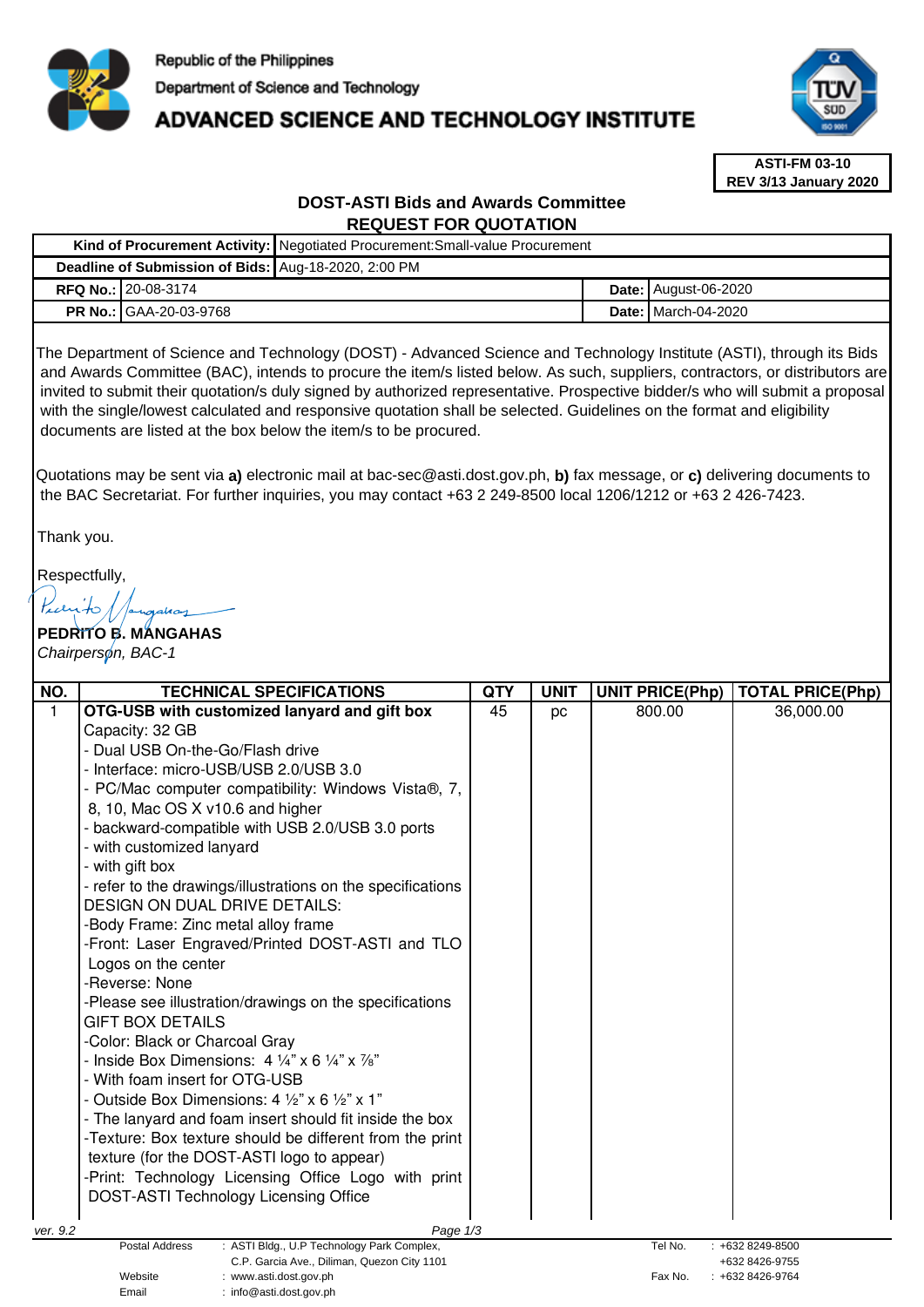Republic of the Philippines

Department of Science and Technology

# ADVANCED SCIENCE AND TECHNOLOGY INSTITUTE

**ASTI-FM 03-10**
**REV 3/13 January 2020**

## DOST-ASTI Bids and Awards Committee
## REQUEST FOR QUOTATION

| | | | |
|---|---|---|---|
| **Kind of Procurement Activity:** | Negotiated Procurement:Small-value Procurement | | |
| **Deadline of Submission of Bids:** | Aug-18-2020, 2:00 PM | | |
| **RFQ No.:** | 20-08-3174 | **Date:** | August-06-2020 |
| **PR No.:** | GAA-20-03-9768 | **Date:** | March-04-2020 |

The Department of Science and Technology (DOST) - Advanced Science and Technology Institute (ASTI), through its Bids and Awards Committee (BAC), intends to procure the item/s listed below. As such, suppliers, contractors, or distributors are invited to submit their quotation/s duly signed by authorized representative. Prospective bidder/s who will submit a proposal with the single/lowest calculated and responsive quotation shall be selected. Guidelines on the format and eligibility documents are listed at the box below the item/s to be procured.

Quotations may be sent via **a)** electronic mail at bac-sec@asti.dost.gov.ph, **b)** fax message, or **c)** delivering documents to the BAC Secretariat. For further inquiries, you may contact +63 2 249-8500 local 1206/1212 or +63 2 426-7423.

Thank you.

Respectfully,

**PEDRITO B. MANGAHAS**
*Chairperson, BAC-1*

| NO. | TECHNICAL SPECIFICATIONS | QTY | UNIT | UNIT PRICE(Php) | TOTAL PRICE(Php) |
|---|---|---|---|---|---|
| 1 | **OTG-USB with customized lanyard and gift box**<br>Capacity: 32 GB<br>- Dual USB On-the-Go/Flash drive<br>- Interface: micro-USB/USB 2.0/USB 3.0<br>- PC/Mac computer compatibility: Windows Vista®, 7, 8, 10, Mac OS X v10.6 and higher<br>- backward-compatible with USB 2.0/USB 3.0 ports<br>- with customized lanyard<br>- with gift box<br>- refer to the drawings/illustrations on the specifications<br>DESIGN ON DUAL DRIVE DETAILS:<br>-Body Frame: Zinc metal alloy frame<br>-Front: Laser Engraved/Printed DOST-ASTI and TLO Logos on the center<br>-Reverse: None<br>-Please see illustration/drawings on the specifications<br>GIFT BOX DETAILS<br>-Color: Black or Charcoal Gray<br>- Inside Box Dimensions: 4 ¼" x 6 ¼" x ⅞"<br>- With foam insert for OTG-USB<br>- Outside Box Dimensions: 4 ½" x 6 ½" x 1"<br>- The lanyard and foam insert should fit inside the box<br>-Texture: Box texture should be different from the print texture (for the DOST-ASTI logo to appear)<br>-Print: Technology Licensing Office Logo with print DOST-ASTI Technology Licensing Office | 45 | pc | 800.00 | 36,000.00 |

ver. 9.2

| | | | |
|---|---|---|---|
| Postal Address | : ASTI Bldg., U.P Technology Park Complex, C.P. Garcia Ave., Diliman, Quezon City 1101 | Tel No. | : +632 8249-8500<br>+632 8426-9755 |
| Website | : www.asti.dost.gov.ph | Fax No. | : +632 8426-9764 |
| Email | : info@asti.dost.gov.ph | | |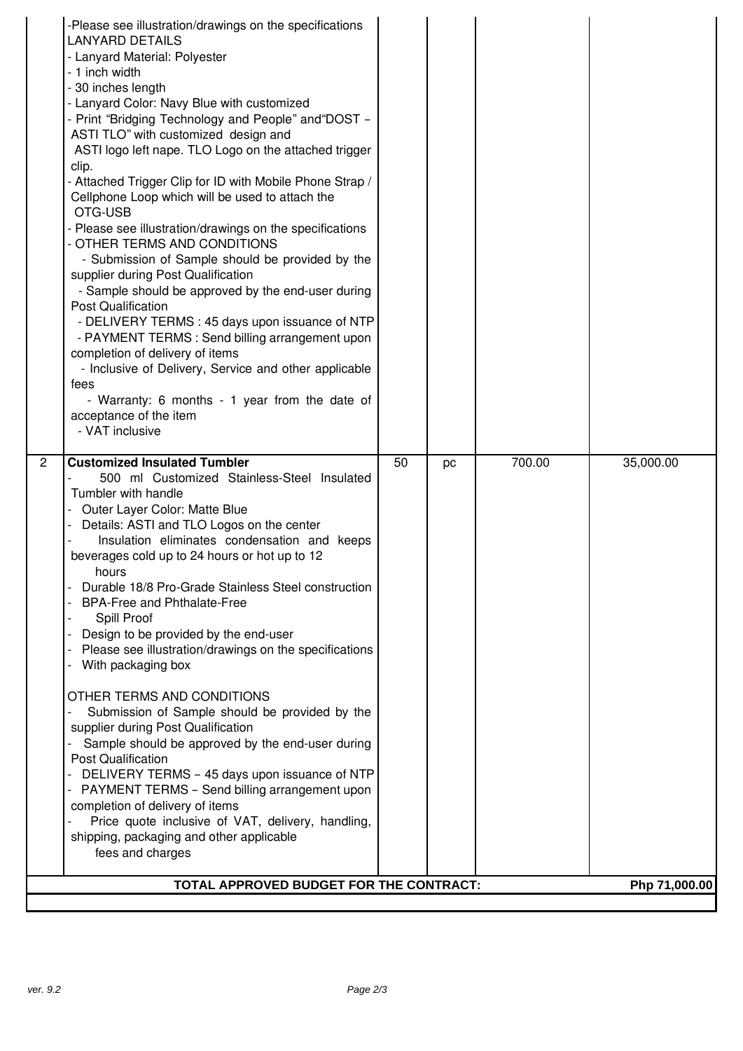| | | | | | |
|---|---|---|---|---|---|
| | -Please see illustration/drawings on the specifications<br>LANYARD DETAILS<br>- Lanyard Material: Polyester<br>- 1 inch width<br>- 30 inches length<br>- Lanyard Color: Navy Blue with customized<br>- Print "Bridging Technology and People" and"DOST – ASTI TLO" with customized design and ASTI logo left nape. TLO Logo on the attached trigger clip.<br>- Attached Trigger Clip for ID with Mobile Phone Strap / Cellphone Loop which will be used to attach the OTG-USB<br>- Please see illustration/drawings on the specifications<br>- OTHER TERMS AND CONDITIONS<br>- Submission of Sample should be provided by the supplier during Post Qualification<br>- Sample should be approved by the end-user during Post Qualification<br>- DELIVERY TERMS : 45 days upon issuance of NTP<br>- PAYMENT TERMS : Send billing arrangement upon completion of delivery of items<br>- Inclusive of Delivery, Service and other applicable fees<br>- Warranty: 6 months - 1 year from the date of acceptance of the item<br>- VAT inclusive | | | | |
| 2 | **Customized Insulated Tumbler**<br>- 500 ml Customized Stainless-Steel Insulated Tumbler with handle<br>- Outer Layer Color: Matte Blue<br>- Details: ASTI and TLO Logos on the center<br>- Insulation eliminates condensation and keeps beverages cold up to 24 hours or hot up to 12 hours<br>- Durable 18/8 Pro-Grade Stainless Steel construction<br>- BPA-Free and Phthalate-Free<br>- Spill Proof<br>- Design to be provided by the end-user<br>- Please see illustration/drawings on the specifications<br>- With packaging box<br><br>OTHER TERMS AND CONDITIONS<br>- Submission of Sample should be provided by the supplier during Post Qualification<br>- Sample should be approved by the end-user during Post Qualification<br>- DELIVERY TERMS – 45 days upon issuance of NTP<br>- PAYMENT TERMS – Send billing arrangement upon completion of delivery of items<br>- Price quote inclusive of VAT, delivery, handling, shipping, packaging and other applicable fees and charges | 50 | pc | 700.00 | 35,000.00 |
| | **TOTAL APPROVED BUDGET FOR THE CONTRACT:** | | | | **Php 71,000.00** |

*ver. 9.2*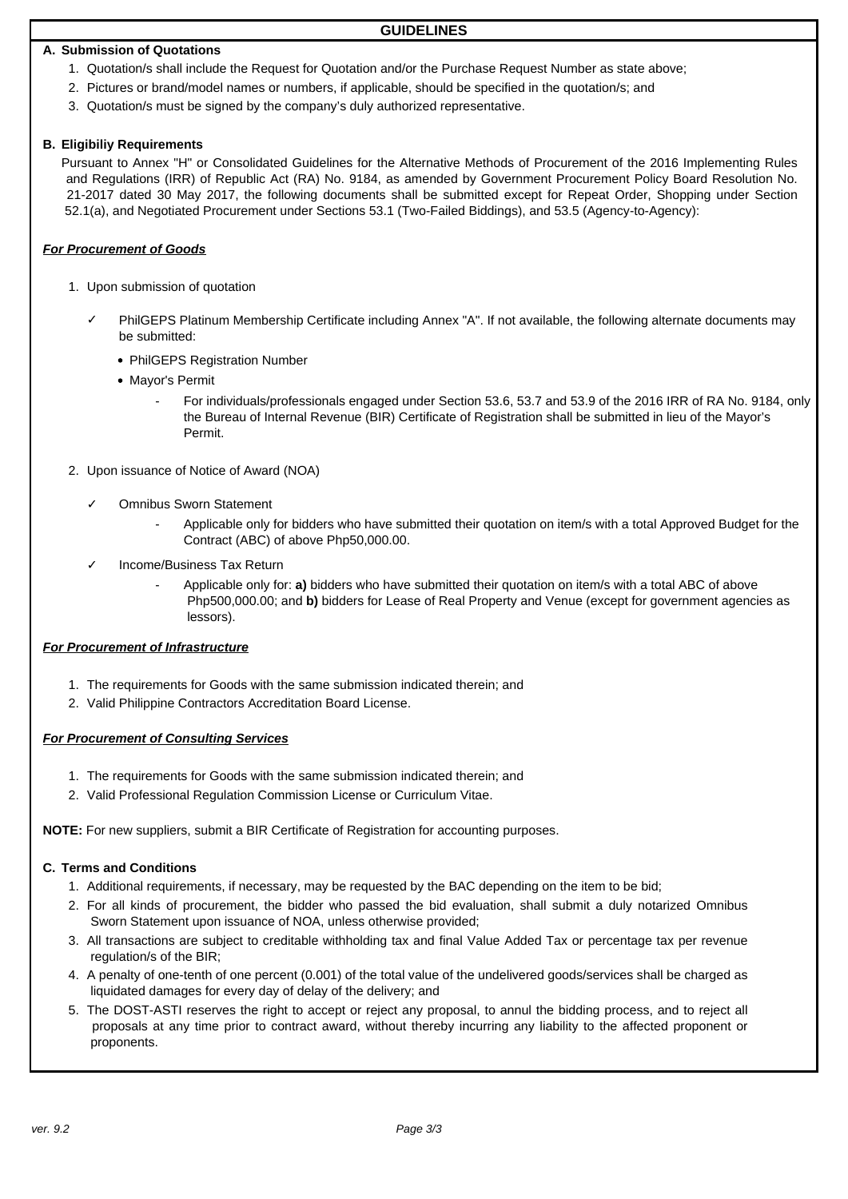# GUIDELINES

## A. Submission of Quotations

1. Quotation/s shall include the Request for Quotation and/or the Purchase Request Number as state above;
2. Pictures or brand/model names or numbers, if applicable, should be specified in the quotation/s; and
3. Quotation/s must be signed by the company's duly authorized representative.

## B. Eligibiliy Requirements

Pursuant to Annex "H" or Consolidated Guidelines for the Alternative Methods of Procurement of the 2016 Implementing Rules and Regulations (IRR) of Republic Act (RA) No. 9184, as amended by Government Procurement Policy Board Resolution No. 21-2017 dated 30 May 2017, the following documents shall be submitted except for Repeat Order, Shopping under Section 52.1(a), and Negotiated Procurement under Sections 53.1 (Two-Failed Biddings), and 53.5 (Agency-to-Agency):

***For Procurement of Goods***

1. Upon submission of quotation
   - ✓ PhilGEPS Platinum Membership Certificate including Annex "A". If not available, the following alternate documents may be submitted:
     - PhilGEPS Registration Number
     - Mayor's Permit
       - For individuals/professionals engaged under Section 53.6, 53.7 and 53.9 of the 2016 IRR of RA No. 9184, only the Bureau of Internal Revenue (BIR) Certificate of Registration shall be submitted in lieu of the Mayor's Permit.
2. Upon issuance of Notice of Award (NOA)
   - ✓ Omnibus Sworn Statement
     - Applicable only for bidders who have submitted their quotation on item/s with a total Approved Budget for the Contract (ABC) of above Php50,000.00.
   - ✓ Income/Business Tax Return
     - Applicable only for: **a)** bidders who have submitted their quotation on item/s with a total ABC of above Php500,000.00; and **b)** bidders for Lease of Real Property and Venue (except for government agencies as lessors).

***For Procurement of Infrastructure***

1. The requirements for Goods with the same submission indicated therein; and
2. Valid Philippine Contractors Accreditation Board License.

***For Procurement of Consulting Services***

1. The requirements for Goods with the same submission indicated therein; and
2. Valid Professional Regulation Commission License or Curriculum Vitae.

**NOTE:** For new suppliers, submit a BIR Certificate of Registration for accounting purposes.

## C. Terms and Conditions

1. Additional requirements, if necessary, may be requested by the BAC depending on the item to be bid;
2. For all kinds of procurement, the bidder who passed the bid evaluation, shall submit a duly notarized Omnibus Sworn Statement upon issuance of NOA, unless otherwise provided;
3. All transactions are subject to creditable withholding tax and final Value Added Tax or percentage tax per revenue regulation/s of the BIR;
4. A penalty of one-tenth of one percent (0.001) of the total value of the undelivered goods/services shall be charged as liquidated damages for every day of delay of the delivery; and
5. The DOST-ASTI reserves the right to accept or reject any proposal, to annul the bidding process, and to reject all proposals at any time prior to contract award, without thereby incurring any liability to the affected proponent or proponents.

*ver. 9.2*